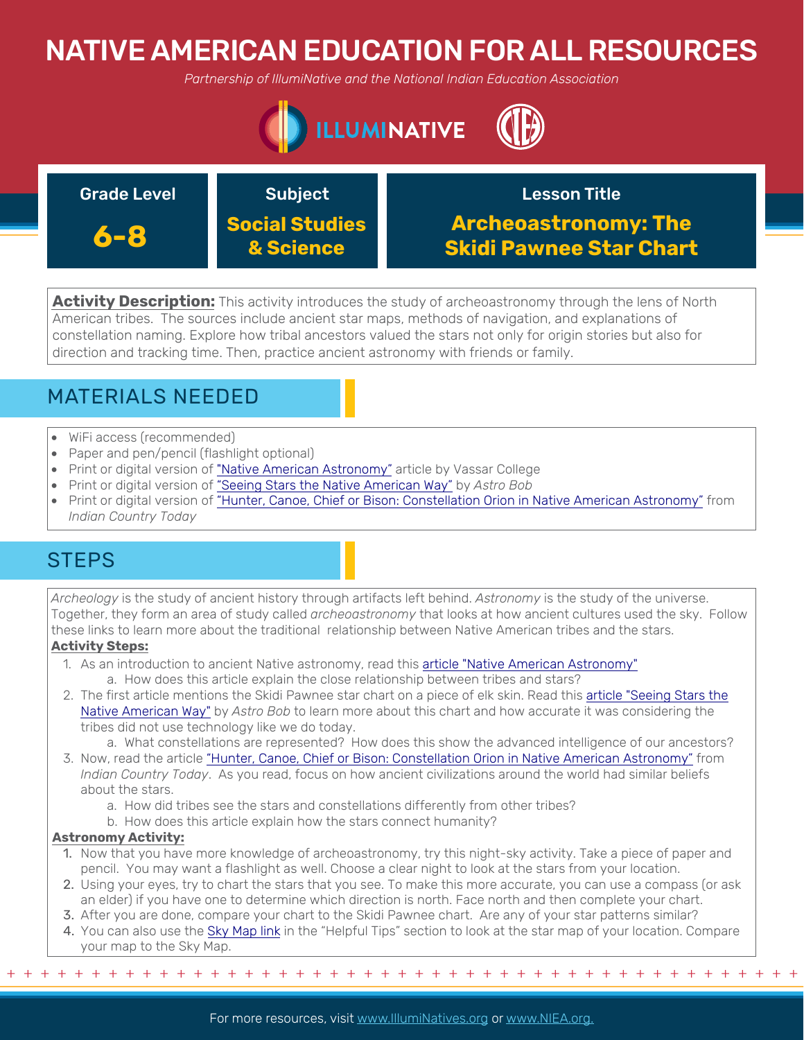# NATIVE AMERICAN EDUCATION FOR ALL RESOURCES

*Partnership of IllumiNative and the National Indian Education Association*

| Grade Level | Subject | Lesson Title |
|---|---|---|
| **6-8** | **Social Studies & Science** | **Archeoastronomy: The Skidi Pawnee Star Chart** |

**Activity Description:** This activity introduces the study of archeoastronomy through the lens of North American tribes. The sources include ancient star maps, methods of navigation, and explanations of constellation naming. Explore how tribal ancestors valued the stars not only for origin stories but also for direction and tracking time. Then, practice ancient astronomy with friends or family.

## MATERIALS NEEDED

- WiFi access (recommended)
- Paper and pen/pencil (flashlight optional)
- Print or digital version of "Native American Astronomy" article by Vassar College
- Print or digital version of "Seeing Stars the Native American Way" by *Astro Bob*
- Print or digital version of "Hunter, Canoe, Chief or Bison: Constellation Orion in Native American Astronomy" from *Indian Country Today*

## STEPS

*Archeology* is the study of ancient history through artifacts left behind. *Astronomy* is the study of the universe. Together, they form an area of study called *archeoastronomy* that looks at how ancient cultures used the sky. Follow these links to learn more about the traditional relationship between Native American tribes and the stars.

**Activity Steps:**

1. As an introduction to ancient Native astronomy, read this article "Native American Astronomy"
   a. How does this article explain the close relationship between tribes and stars?
2. The first article mentions the Skidi Pawnee star chart on a piece of elk skin. Read this article "Seeing Stars the Native American Way" by *Astro Bob* to learn more about this chart and how accurate it was considering the tribes did not use technology like we do today.
   a. What constellations are represented? How does this show the advanced intelligence of our ancestors?
3. Now, read the article "Hunter, Canoe, Chief or Bison: Constellation Orion in Native American Astronomy" from *Indian Country Today*. As you read, focus on how ancient civilizations around the world had similar beliefs about the stars.
   a. How did tribes see the stars and constellations differently from other tribes?
   b. How does this article explain how the stars connect humanity?

**Astronomy Activity:**

1. Now that you have more knowledge of archeoastronomy, try this night-sky activity. Take a piece of paper and pencil. You may want a flashlight as well. Choose a clear night to look at the stars from your location.
2. Using your eyes, try to chart the stars that you see. To make this more accurate, you can use a compass (or ask an elder) if you have one to determine which direction is north. Face north and then complete your chart.
3. After you are done, compare your chart to the Skidi Pawnee chart. Are any of your star patterns similar?
4. You can also use the Sky Map link in the "Helpful Tips" section to look at the star map of your location. Compare your map to the Sky Map.

For more resources, visit www.IllumiNatives.org or www.NIEA.org.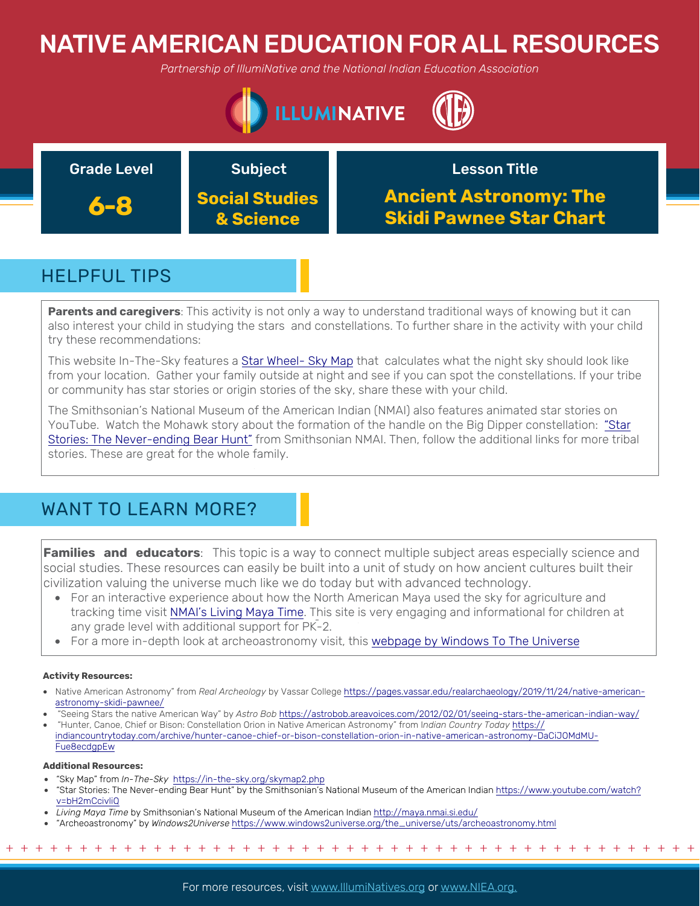# NATIVE AMERICAN EDUCATION FOR ALL RESOURCES

*Partnership of IllumiNative and the National Indian Education Association*

| Grade Level | Subject | Lesson Title |
| --- | --- | --- |
| **6-8** | **Social Studies & Science** | **Ancient Astronomy: The Skidi Pawnee Star Chart** |

## HELPFUL TIPS

**Parents and caregivers**: This activity is not only a way to understand traditional ways of knowing but it can also interest your child in studying the stars and constellations. To further share in the activity with your child try these recommendations:

This website In-The-Sky features a Star Wheel- Sky Map that calculates what the night sky should look like from your location. Gather your family outside at night and see if you can spot the constellations. If your tribe or community has star stories or origin stories of the sky, share these with your child.

The Smithsonian's National Museum of the American Indian (NMAI) also features animated star stories on YouTube. Watch the Mohawk story about the formation of the handle on the Big Dipper constellation: "Star Stories: The Never-ending Bear Hunt" from Smithsonian NMAI. Then, follow the additional links for more tribal stories. These are great for the whole family.

## WANT TO LEARN MORE?

**Families and educators**: This topic is a way to connect multiple subject areas especially science and social studies. These resources can easily be built into a unit of study on how ancient cultures built their civilization valuing the universe much like we do today but with advanced technology.

- For an interactive experience about how the North American Maya used the sky for agriculture and tracking time visit NMAI's Living Maya Time. This site is very engaging and informational for children at any grade level with additional support for PK-2.
- For a more in-depth look at archeoastronomy visit, this webpage by Windows To The Universe

**Activity Resources:**

- Native American Astronomy" from *Real Archeology* by Vassar College https://pages.vassar.edu/realarchaeology/2019/11/24/native-american-astronomy-skidi-pawnee/
- "Seeing Stars the native American Way" by *Astro Bob* https://astrobob.areavoices.com/2012/02/01/seeing-stars-the-american-indian-way/
- "Hunter, Canoe, Chief or Bison: Constellation Orion in Native American Astronomy" from *Indian Country Today* https://indiancountrytoday.com/archive/hunter-canoe-chief-or-bison-constellation-orion-in-native-american-astronomy-DaCiJOMdMU-Fue8ecdgpEw

**Additional Resources:**

- "Sky Map" from *In-The-Sky* https://in-the-sky.org/skymap2.php
- "Star Stories: The Never-ending Bear Hunt" by the Smithsonian's National Museum of the American Indian https://www.youtube.com/watch?v=bH2mCcivliQ
- *Living Maya Time* by Smithsonian's National Museum of the American Indian http://maya.nmai.si.edu/
- "Archeoastronomy" by *Windows2Universe* https://www.windows2universe.org/the_universe/uts/archeoastronomy.html

For more resources, visit www.IllumiNatives.org or www.NIEA.org.